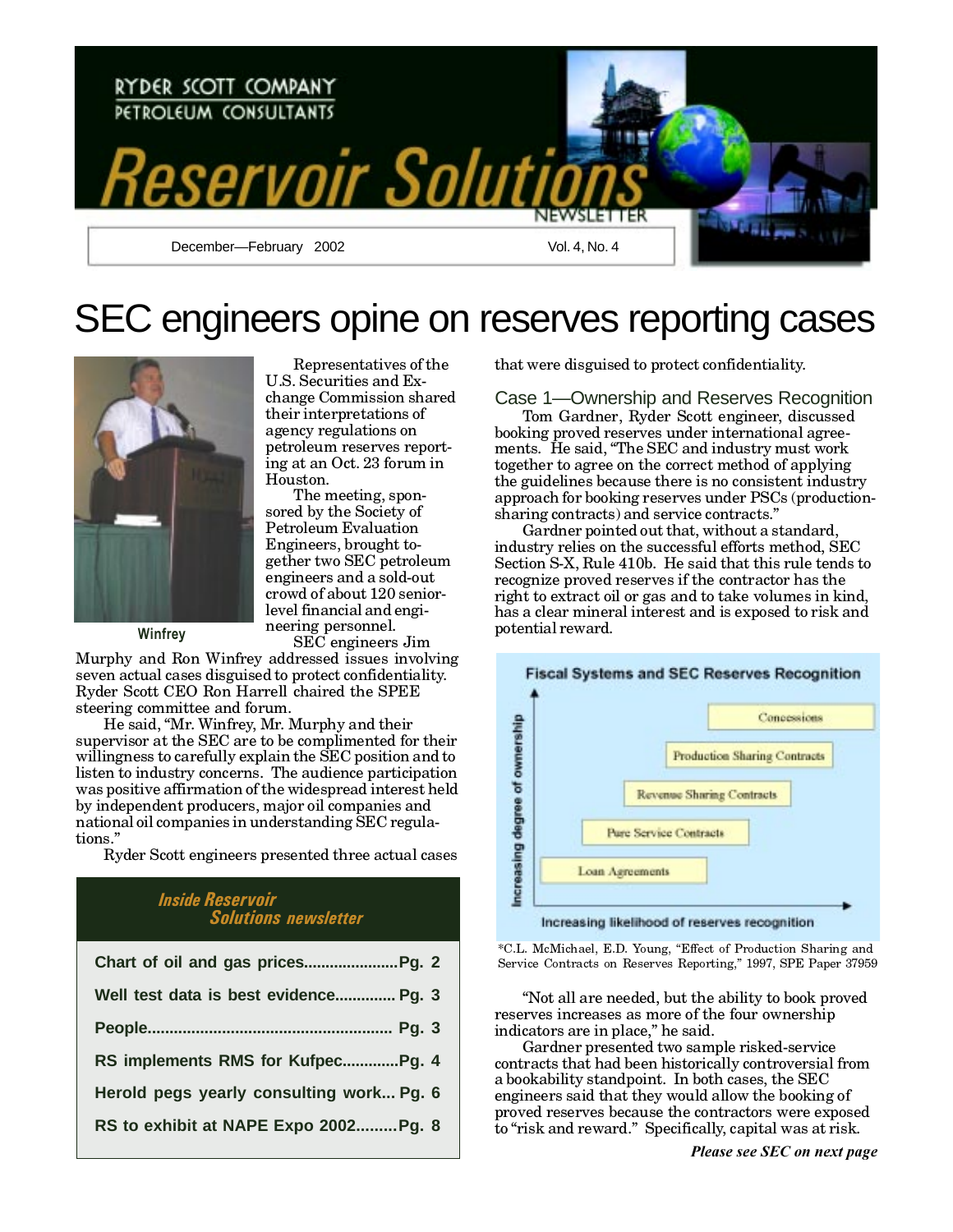RYDER SCOTT COMPANY
PETROLEUM CONSULTANTS

# Reservoir Solutions

NEWSLETTER

December—February 2002 | Vol. 4, No. 4

# SEC engineers opine on reserves reporting cases

Winfrey

Representatives of the U.S. Securities and Exchange Commission shared their interpretations of agency regulations on petroleum reserves reporting at an Oct. 23 forum in Houston.

The meeting, sponsored by the Society of Petroleum Evaluation Engineers, brought together two SEC petroleum engineers and a sold-out crowd of about 120 senior-level financial and engineering personnel.

SEC engineers Jim Murphy and Ron Winfrey addressed issues involving seven actual cases disguised to protect confidentiality. Ryder Scott CEO Ron Harrell chaired the SPEE steering committee and forum.

He said, "Mr. Winfrey, Mr. Murphy and their supervisor at the SEC are to be complimented for their willingness to carefully explain the SEC position and to listen to industry concerns. The audience participation was positive affirmation of the widespread interest held by independent producers, major oil companies and national oil companies in understanding SEC regulations."

Ryder Scott engineers presented three actual cases that were disguised to protect confidentiality.

## Inside Reservoir Solutions newsletter

- Chart of oil and gas prices...................... Pg. 2
- Well test data is best evidence.............. Pg. 3
- People........................................................ Pg. 3
- RS implements RMS for Kufpec............. Pg. 4
- Herold pegs yearly consulting work... Pg. 6
- RS to exhibit at NAPE Expo 2002......... Pg. 8

### Case 1—Ownership and Reserves Recognition

Tom Gardner, Ryder Scott engineer, discussed booking proved reserves under international agreements. He said, "The SEC and industry must work together to agree on the correct method of applying the guidelines because there is no consistent industry approach for booking reserves under PSCs (production-sharing contracts) and service contracts."

Gardner pointed out that, without a standard, industry relies on the successful efforts method, SEC Section S-X, Rule 410b. He said that this rule tends to recognize proved reserves if the contractor has the right to extract oil or gas and to take volumes in kind, has a clear mineral interest and is exposed to risk and potential reward.

**Fiscal Systems and SEC Reserves Recognition**

(Vertical axis: Increasing degree of ownership; horizontal axis: Increasing likelihood of reserves recognition)

- Concessions
- Production Sharing Contracts
- Revenue Sharing Contracts
- Pure Service Contracts
- Loan Agreements

*C.L. McMichael, E.D. Young, "Effect of Production Sharing and Service Contracts on Reserves Reporting," 1997, SPE Paper 37959

"Not all are needed, but the ability to book proved reserves increases as more of the four ownership indicators are in place," he said.

Gardner presented two sample risked-service contracts that had been historically controversial from a bookability standpoint. In both cases, the SEC engineers said that they would allow the booking of proved reserves because the contractors were exposed to "risk and reward." Specifically, capital was at risk.

***Please see SEC on next page***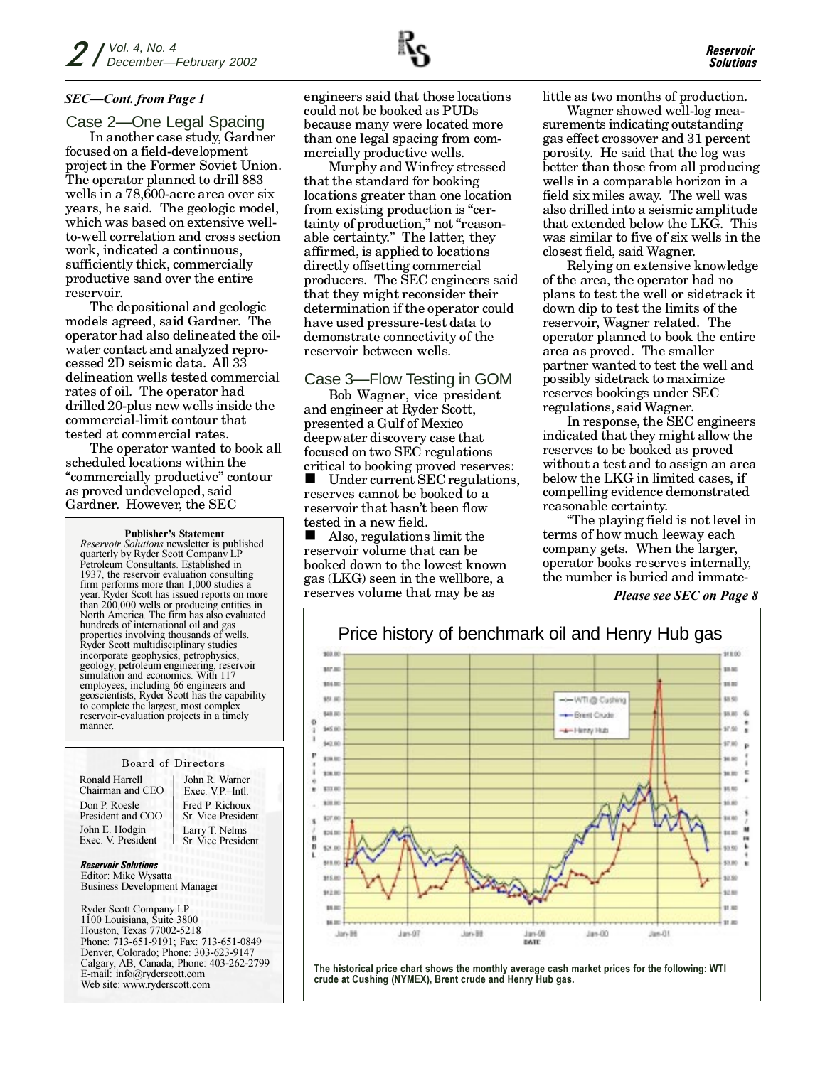*SEC—Cont. from Page 1*

### Case 2—One Legal Spacing

In another case study, Gardner focused on a field-development project in the Former Soviet Union. The operator planned to drill 883 wells in a 78,600-acre area over six years, he said. The geologic model, which was based on extensive well-to-well correlation and cross section work, indicated a continuous, sufficiently thick, commercially productive sand over the entire reservoir.

The depositional and geologic models agreed, said Gardner. The operator had also delineated the oil-water contact and analyzed reprocessed 2D seismic data. All 33 delineation wells tested commercial rates of oil. The operator had drilled 20-plus new wells inside the commercial-limit contour that tested at commercial rates.

The operator wanted to book all scheduled locations within the "commercially productive" contour as proved undeveloped, said Gardner. However, the SEC engineers said that those locations could not be booked as PUDs because many were located more than one legal spacing from commercially productive wells.

Murphy and Winfrey stressed that the standard for booking locations greater than one location from existing production is "certainty of production," not "reasonable certainty." The latter, they affirmed, is applied to locations directly offsetting commercial producers. The SEC engineers said that they might reconsider their determination if the operator could have used pressure-test data to demonstrate connectivity of the reservoir between wells.

### Case 3—Flow Testing in GOM

Bob Wagner, vice president and engineer at Ryder Scott, presented a Gulf of Mexico deepwater discovery case that focused on two SEC regulations critical to booking proved reserves:

- Under current SEC regulations, reserves cannot be booked to a reservoir that hasn't been flow tested in a new field.
- Also, regulations limit the reservoir volume that can be booked down to the lowest known gas (LKG) seen in the wellbore, a reserves volume that may be as little as two months of production.

Wagner showed well-log measurements indicating outstanding gas effect crossover and 31 percent porosity. He said that the log was better than those from all producing wells in a comparable horizon in a field six miles away. The well was also drilled into a seismic amplitude that extended below the LKG. This was similar to five of six wells in the closest field, said Wagner.

Relying on extensive knowledge of the area, the operator had no plans to test the well or sidetrack it down dip to test the limits of the reservoir, Wagner related. The operator planned to book the entire area as proved. The smaller partner wanted to test the well and possibly sidetrack to maximize reserves bookings under SEC regulations, said Wagner.

In response, the SEC engineers indicated that they might allow the reserves to be booked as proved without a test and to assign an area below the LKG in limited cases, if compelling evidence demonstrated reasonable certainty.

"The playing field is not level in terms of how much leeway each company gets. When the larger, operator books reserves internally, the number is buried and immate-

*Please see SEC on Page 8*

**Publisher's Statement**

*Reservoir Solutions* newsletter is published quarterly by Ryder Scott Company LP Petroleum Consultants. Established in 1937, the reservoir evaluation consulting firm performs more than 1,000 studies a year. Ryder Scott has issued reports on more than 200,000 wells or producing entities in North America. The firm has also evaluated hundreds of international oil and gas properties involving thousands of wells. Ryder Scott multidisciplinary studies incorporate geophysics, petrophysics, geology, petroleum engineering, reservoir simulation and economics. With 117 employees, including 66 engineers and geoscientists, Ryder Scott has the capability to complete the largest, most complex reservoir-evaluation projects in a timely manner.

**Board of Directors**

| | |
|---|---|
| Ronald Harrell<br>Chairman and CEO | John R. Warner<br>Exec. V.P.–Intl. |
| Don P. Roesle<br>President and COO | Fred P. Richoux<br>Sr. Vice President |
| John E. Hodgin<br>Exec. V. President | Larry T. Nelms<br>Sr. Vice President |

***Reservoir Solutions***
Editor: Mike Wysatta
Business Development Manager

Ryder Scott Company LP
1100 Louisiana, Suite 3800
Houston, Texas 77002-5218
Phone: 713-651-9191; Fax: 713-651-0849
Denver, Colorado; Phone: 303-623-9147
Calgary, AB, Canada; Phone: 403-262-2799
E-mail: info@ryderscott.com
Web site: www.ryderscott.com

**Price history of benchmark oil and Henry Hub gas**

**The historical price chart shows the monthly average cash market prices for the following: WTI crude at Cushing (NYMEX), Brent crude and Henry Hub gas.**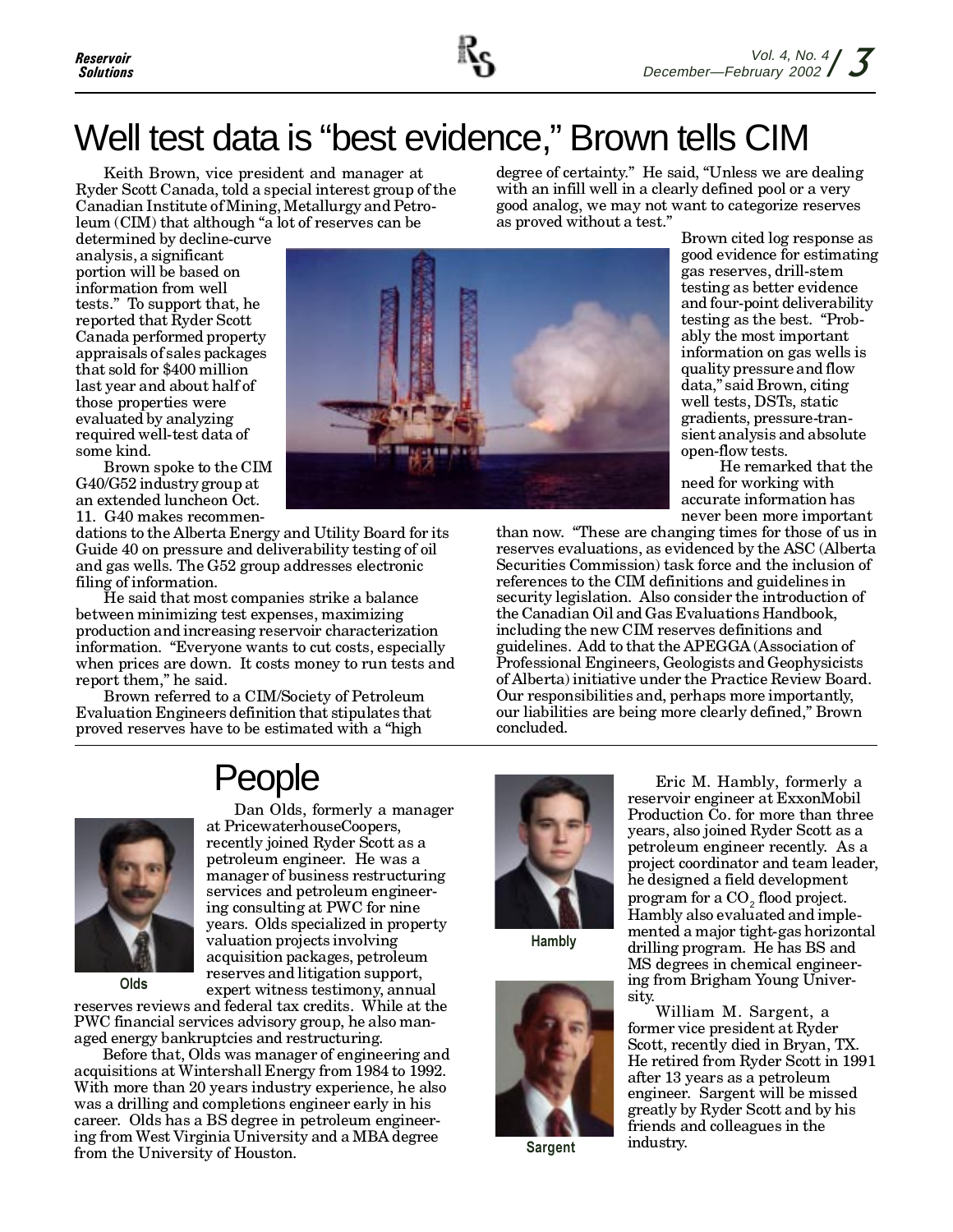# Well test data is "best evidence," Brown tells CIM

Keith Brown, vice president and manager at Ryder Scott Canada, told a special interest group of the Canadian Institute of Mining, Metallurgy and Petroleum (CIM) that although "a lot of reserves can be determined by decline-curve analysis, a significant portion will be based on information from well tests." To support that, he reported that Ryder Scott Canada performed property appraisals of sales packages that sold for $400 million last year and about half of those properties were evaluated by analyzing required well-test data of some kind.

Brown spoke to the CIM G40/G52 industry group at an extended luncheon Oct. 11. G40 makes recommendations to the Alberta Energy and Utility Board for its Guide 40 on pressure and deliverability testing of oil and gas wells. The G52 group addresses electronic filing of information.

He said that most companies strike a balance between minimizing test expenses, maximizing production and increasing reservoir characterization information. "Everyone wants to cut costs, especially when prices are down. It costs money to run tests and report them," he said.

Brown referred to a CIM/Society of Petroleum Evaluation Engineers definition that stipulates that proved reserves have to be estimated with a "high degree of certainty." He said, "Unless we are dealing with an infill well in a clearly defined pool or a very good analog, we may not want to categorize reserves as proved without a test."

Brown cited log response as good evidence for estimating gas reserves, drill-stem testing as better evidence and four-point deliverability testing as the best. "Probably the most important information on gas wells is quality pressure and flow data," said Brown, citing well tests, DSTs, static gradients, pressure-transient analysis and absolute open-flow tests.

He remarked that the need for working with accurate information has never been more important than now. "These are changing times for those of us in reserves evaluations, as evidenced by the ASC (Alberta Securities Commission) task force and the inclusion of references to the CIM definitions and guidelines in security legislation. Also consider the introduction of the Canadian Oil and Gas Evaluations Handbook, including the new CIM reserves definitions and guidelines. Add to that the APEGGA (Association of Professional Engineers, Geologists and Geophysicists of Alberta) initiative under the Practice Review Board. Our responsibilities and, perhaps more importantly, our liabilities are being more clearly defined," Brown concluded.

# People

Olds

Dan Olds, formerly a manager at PricewaterhouseCoopers, recently joined Ryder Scott as a petroleum engineer. He was a manager of business restructuring services and petroleum engineering consulting at PWC for nine years. Olds specialized in property valuation projects involving acquisition packages, petroleum reserves and litigation support, expert witness testimony, annual reserves reviews and federal tax credits. While at the PWC financial services advisory group, he also managed energy bankruptcies and restructuring.

Before that, Olds was manager of engineering and acquisitions at Wintershall Energy from 1984 to 1992. With more than 20 years industry experience, he also was a drilling and completions engineer early in his career. Olds has a BS degree in petroleum engineering from West Virginia University and a MBA degree from the University of Houston.

Hambly

Eric M. Hambly, formerly a reservoir engineer at ExxonMobil Production Co. for more than three years, also joined Ryder Scott as a petroleum engineer recently. As a project coordinator and team leader, he designed a field development program for a $CO_2$ flood project. Hambly also evaluated and implemented a major tight-gas horizontal drilling program. He has BS and MS degrees in chemical engineering from Brigham Young University.

Sargent

William M. Sargent, a former vice president at Ryder Scott, recently died in Bryan, TX. He retired from Ryder Scott in 1991 after 13 years as a petroleum engineer. Sargent will be missed greatly by Ryder Scott and by his friends and colleagues in the industry.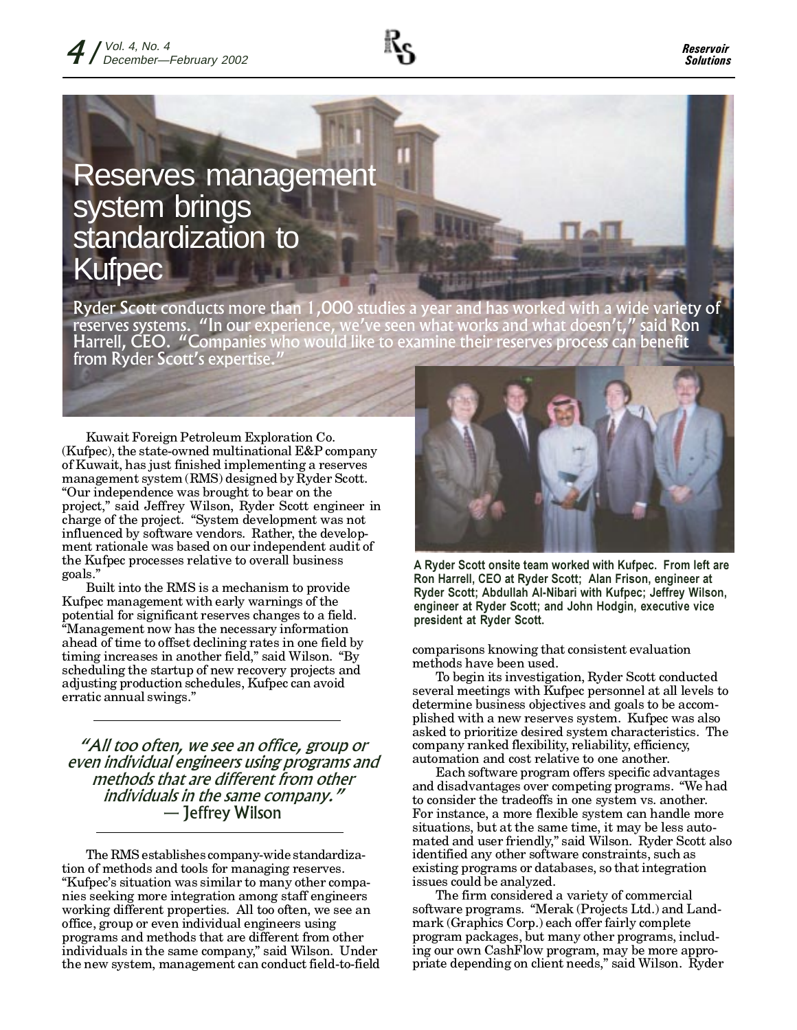# Reserves management system brings standardization to Kufpec

**Ryder Scott conducts more than 1,000 studies a year and has worked with a wide variety of reserves systems. "In our experience, we've seen what works and what doesn't," said Ron Harrell, CEO. "Companies who would like to examine their reserves process can benefit from Ryder Scott's expertise."**

Kuwait Foreign Petroleum Exploration Co. (Kufpec), the state-owned multinational E&P company of Kuwait, has just finished implementing a reserves management system (RMS) designed by Ryder Scott. "Our independence was brought to bear on the project," said Jeffrey Wilson, Ryder Scott engineer in charge of the project. "System development was not influenced by software vendors. Rather, the development rationale was based on our independent audit of the Kufpec processes relative to overall business goals."

Built into the RMS is a mechanism to provide Kufpec management with early warnings of the potential for significant reserves changes to a field. "Management now has the necessary information ahead of time to offset declining rates in one field by timing increases in another field," said Wilson. "By scheduling the startup of new recovery projects and adjusting production schedules, Kufpec can avoid erratic annual swings."

> *"All too often, we see an office, group or even individual engineers using programs and methods that are different from other individuals in the same company."*
> — Jeffrey Wilson

The RMS establishes company-wide standardization of methods and tools for managing reserves. "Kufpec's situation was similar to many other companies seeking more integration among staff engineers working different properties. All too often, we see an office, group or even individual engineers using programs and methods that are different from other individuals in the same company," said Wilson. Under the new system, management can conduct field-to-field comparisons knowing that consistent evaluation methods have been used.

A Ryder Scott onsite team worked with Kufpec. From left are Ron Harrell, CEO at Ryder Scott; Alan Frison, engineer at Ryder Scott; Abdullah Al-Nibari with Kufpec; Jeffrey Wilson, engineer at Ryder Scott; and John Hodgin, executive vice president at Ryder Scott.

To begin its investigation, Ryder Scott conducted several meetings with Kufpec personnel at all levels to determine business objectives and goals to be accomplished with a new reserves system. Kufpec was also asked to prioritize desired system characteristics. The company ranked flexibility, reliability, efficiency, automation and cost relative to one another.

Each software program offers specific advantages and disadvantages over competing programs. "We had to consider the tradeoffs in one system vs. another. For instance, a more flexible system can handle more situations, but at the same time, it may be less automated and user friendly," said Wilson. Ryder Scott also identified any other software constraints, such as existing programs or databases, so that integration issues could be analyzed.

The firm considered a variety of commercial software programs. "Merak (Projects Ltd.) and Landmark (Graphics Corp.) each offer fairly complete program packages, but many other programs, including our own CashFlow program, may be more appropriate depending on client needs," said Wilson. Ryder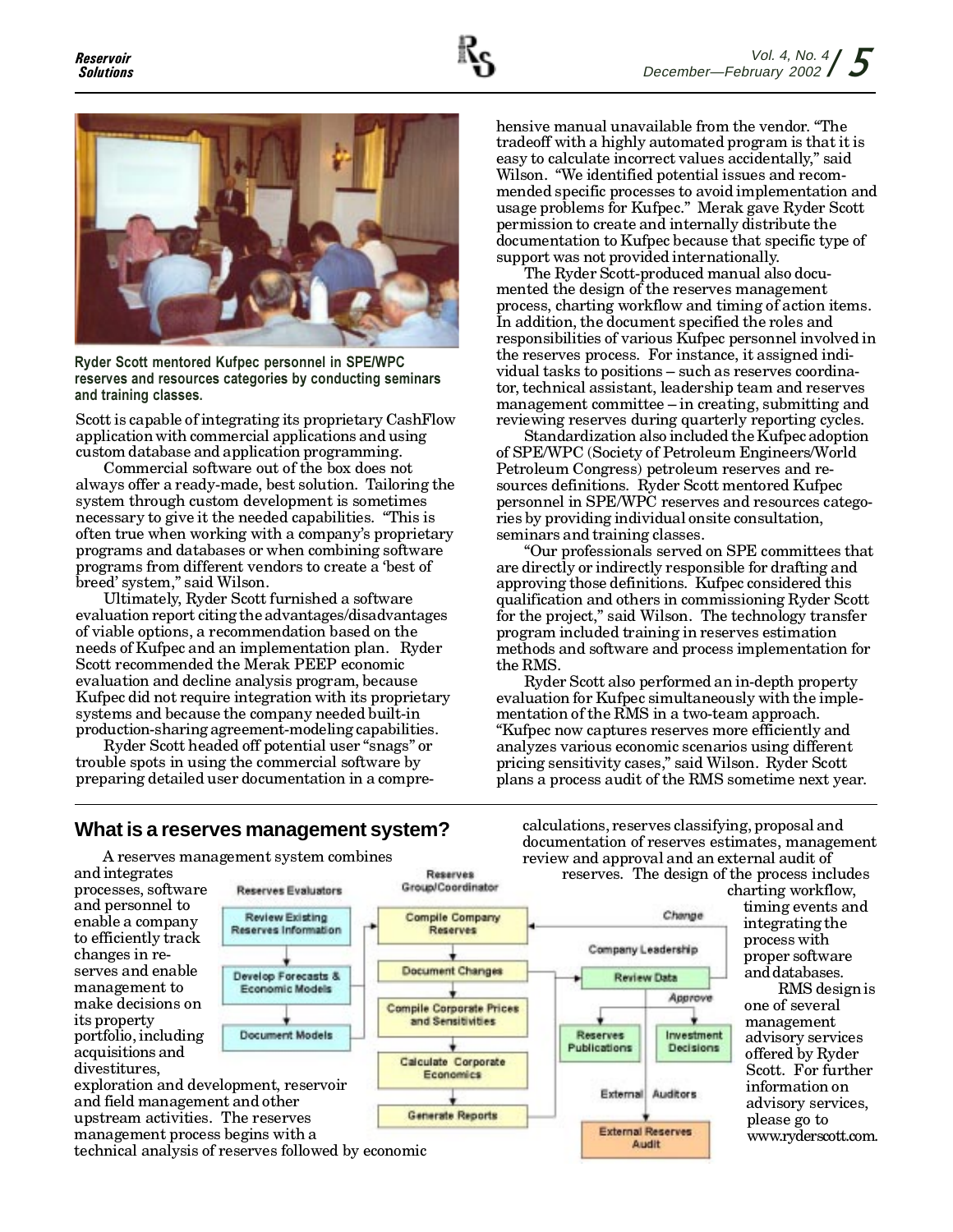Ryder Scott mentored Kufpec personnel in SPE/WPC reserves and resources categories by conducting seminars and training classes.

Scott is capable of integrating its proprietary CashFlow application with commercial applications and using custom database and application programming.

Commercial software out of the box does not always offer a ready-made, best solution. Tailoring the system through custom development is sometimes necessary to give it the needed capabilities. "This is often true when working with a company's proprietary programs and databases or when combining software programs from different vendors to create a 'best of breed' system," said Wilson.

Ultimately, Ryder Scott furnished a software evaluation report citing the advantages/disadvantages of viable options, a recommendation based on the needs of Kufpec and an implementation plan. Ryder Scott recommended the Merak PEEP economic evaluation and decline analysis program, because Kufpec did not require integration with its proprietary systems and because the company needed built-in production-sharing agreement-modeling capabilities.

Ryder Scott headed off potential user "snags" or trouble spots in using the commercial software by preparing detailed user documentation in a comprehensive manual unavailable from the vendor. "The tradeoff with a highly automated program is that it is easy to calculate incorrect values accidentally," said Wilson. "We identified potential issues and recommended specific processes to avoid implementation and usage problems for Kufpec." Merak gave Ryder Scott permission to create and internally distribute the documentation to Kufpec because that specific type of support was not provided internationally.

The Ryder Scott-produced manual also documented the design of the reserves management process, charting workflow and timing of action items. In addition, the document specified the roles and responsibilities of various Kufpec personnel involved in the reserves process. For instance, it assigned individual tasks to positions – such as reserves coordinator, technical assistant, leadership team and reserves management committee – in creating, submitting and reviewing reserves during quarterly reporting cycles.

Standardization also included the Kufpec adoption of SPE/WPC (Society of Petroleum Engineers/World Petroleum Congress) petroleum reserves and resources definitions. Ryder Scott mentored Kufpec personnel in SPE/WPC reserves and resources categories by providing individual onsite consultation, seminars and training classes.

"Our professionals served on SPE committees that are directly or indirectly responsible for drafting and approving those definitions. Kufpec considered this qualification and others in commissioning Ryder Scott for the project," said Wilson. The technology transfer program included training in reserves estimation methods and software and process implementation for the RMS.

Ryder Scott also performed an in-depth property evaluation for Kufpec simultaneously with the implementation of the RMS in a two-team approach. "Kufpec now captures reserves more efficiently and analyzes various economic scenarios using different pricing sensitivity cases," said Wilson. Ryder Scott plans a process audit of the RMS sometime next year.

## What is a reserves management system?

A reserves management system combines and integrates processes, software and personnel to enable a company to efficiently track changes in reserves and enable management to make decisions on its property portfolio, including acquisitions and divestitures, exploration and development, reservoir and field management and other upstream activities. The reserves management process begins with a technical analysis of reserves followed by economic calculations, reserves classifying, proposal and documentation of reserves estimates, management review and approval and an external audit of reserves. The design of the process includes charting workflow, timing events and integrating the process with proper software and databases.

RMS design is one of several management advisory services offered by Ryder Scott. For further information on advisory services, please go to www.ryderscott.com.

Reserves Evaluators: Review Existing Reserves Information → Develop Forecasts & Economic Models → Document Models

Reserves Group/Coordinator: Compile Company Reserves → Document Changes → Compile Corporate Prices and Sensitivities → Calculate Corporate Economics → Generate Reports

Company Leadership: Review Data (Change / Approve) → Reserves Publications; Investment Decisions

External Auditors: External Reserves Audit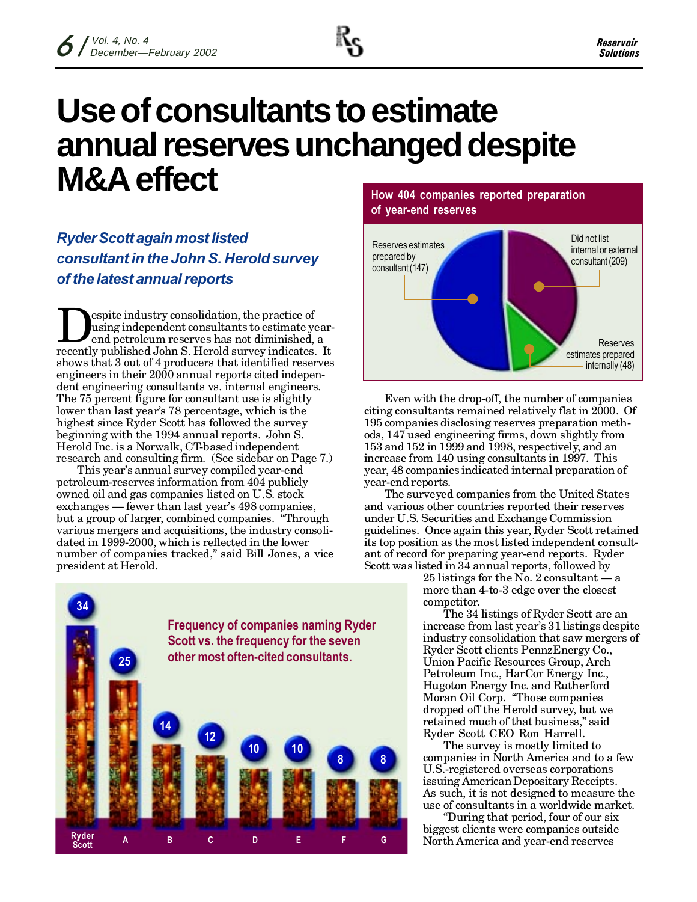# Use of consultants to estimate annual reserves unchanged despite M&A effect

### *Ryder Scott again most listed consultant in the John S. Herold survey of the latest annual reports*

Despite industry consolidation, the practice of using independent consultants to estimate year-end petroleum reserves has not diminished, a recently published John S. Herold survey indicates. It shows that 3 out of 4 producers that identified reserves engineers in their 2000 annual reports cited independent engineering consultants vs. internal engineers. The 75 percent figure for consultant use is slightly lower than last year's 78 percentage, which is the highest since Ryder Scott has followed the survey beginning with the 1994 annual reports. John S. Herold Inc. is a Norwalk, CT-based independent research and consulting firm. (See sidebar on Page 7.)

This year's annual survey compiled year-end petroleum-reserves information from 404 publicly owned oil and gas companies listed on U.S. stock exchanges — fewer than last year's 498 companies, but a group of larger, combined companies. "Through various mergers and acquisitions, the industry consolidated in 1999-2000, which is reflected in the lower number of companies tracked," said Bill Jones, a vice president at Herold.

**How 404 companies reported preparation of year-end reserves**

| Category | Companies |
|---|---|
| Reserves estimates prepared by consultant | 147 |
| Did not list internal or external consultant | 209 |
| Reserves estimates prepared internally | 48 |

Even with the drop-off, the number of companies citing consultants remained relatively flat in 2000. Of 195 companies disclosing reserves preparation methods, 147 used engineering firms, down slightly from 153 and 152 in 1999 and 1998, respectively, and an increase from 140 using consultants in 1997. This year, 48 companies indicated internal preparation of year-end reports.

The surveyed companies from the United States and various other countries reported their reserves under U.S. Securities and Exchange Commission guidelines. Once again this year, Ryder Scott retained its top position as the most listed independent consultant of record for preparing year-end reports. Ryder Scott was listed in 34 annual reports, followed by 25 listings for the No. 2 consultant — a more than 4-to-3 edge over the closest competitor.

The 34 listings of Ryder Scott are an increase from last year's 31 listings despite industry consolidation that saw mergers of Ryder Scott clients PennzEnergy Co., Union Pacific Resources Group, Arch Petroleum Inc., HarCor Energy Inc., Hugoton Energy Inc. and Rutherford Moran Oil Corp. "Those companies dropped off the Herold survey, but we retained much of that business," said Ryder Scott CEO Ron Harrell.

The survey is mostly limited to companies in North America and to a few U.S.-registered overseas corporations issuing American Depositary Receipts. As such, it is not designed to measure the use of consultants in a worldwide market.

"During that period, four of our six biggest clients were companies outside North America and year-end reserves

**Frequency of companies naming Ryder Scott vs. the frequency for the seven other most often-cited consultants.**

| Consultant | Listings |
|---|---|
| Ryder Scott | 34 |
| A | 25 |
| B | 14 |
| C | 12 |
| D | 10 |
| E | 10 |
| F | 8 |
| G | 8 |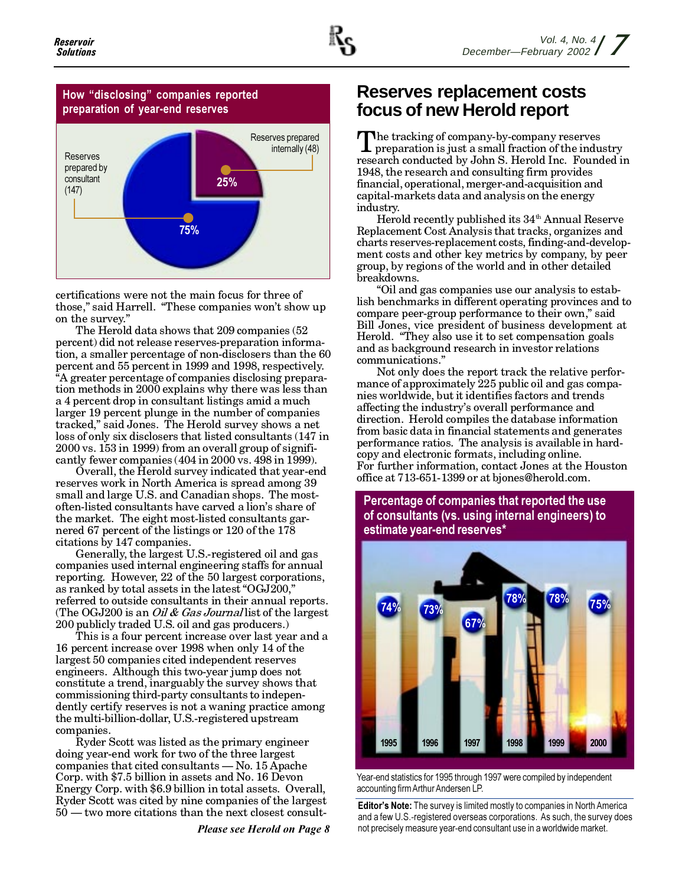## How "disclosing" companies reported preparation of year-end reserves

- Reserves prepared by consultant (147): 75%
- Reserves prepared internally (48): 25%

certifications were not the main focus for three of those," said Harrell. "These companies won't show up on the survey."

The Herold data shows that 209 companies (52 percent) did not release reserves-preparation information, a smaller percentage of non-disclosers than the 60 percent and 55 percent in 1999 and 1998, respectively. "A greater percentage of companies disclosing preparation methods in 2000 explains why there was less than a 4 percent drop in consultant listings amid a much larger 19 percent plunge in the number of companies tracked," said Jones. The Herold survey shows a net loss of only six disclosers that listed consultants (147 in 2000 vs. 153 in 1999) from an overall group of significantly fewer companies (404 in 2000 vs. 498 in 1999).

Overall, the Herold survey indicated that year-end reserves work in North America is spread among 39 small and large U.S. and Canadian shops. The most-often-listed consultants have carved a lion's share of the market. The eight most-listed consultants garnered 67 percent of the listings or 120 of the 178 citations by 147 companies.

Generally, the largest U.S.-registered oil and gas companies used internal engineering staffs for annual reporting. However, 22 of the 50 largest corporations, as ranked by total assets in the latest "OGJ200," referred to outside consultants in their annual reports. (The OGJ200 is an *Oil & Gas Journal* list of the largest 200 publicly traded U.S. oil and gas producers.)

This is a four percent increase over last year and a 16 percent increase over 1998 when only 14 of the largest 50 companies cited independent reserves engineers. Although this two-year jump does not constitute a trend, inarguably the survey shows that commissioning third-party consultants to independently certify reserves is not a waning practice among the multi-billion-dollar, U.S.-registered upstream companies.

Ryder Scott was listed as the primary engineer doing year-end work for two of the three largest companies that cited consultants — No. 15 Apache Corp. with \$7.5 billion in assets and No. 16 Devon Energy Corp. with \$6.9 billion in total assets. Overall, Ryder Scott was cited by nine companies of the largest 50 — two more citations than the next closest consult-

*Please see Herold on Page 8*

# Reserves replacement costs focus of new Herold report

The tracking of company-by-company reserves preparation is just a small fraction of the industry research conducted by John S. Herold Inc. Founded in 1948, the research and consulting firm provides financial, operational, merger-and-acquisition and capital-markets data and analysis on the energy industry.

Herold recently published its 34th Annual Reserve Replacement Cost Analysis that tracks, organizes and charts reserves-replacement costs, finding-and-development costs and other key metrics by company, by peer group, by regions of the world and in other detailed breakdowns.

"Oil and gas companies use our analysis to establish benchmarks in different operating provinces and to compare peer-group performance to their own," said Bill Jones, vice president of business development at Herold. "They also use it to set compensation goals and as background research in investor relations communications."

Not only does the report track the relative performance of approximately 225 public oil and gas companies worldwide, but it identifies factors and trends affecting the industry's overall performance and direction. Herold compiles the database information from basic data in financial statements and generates performance ratios. The analysis is available in hardcopy and electronic formats, including online. For further information, contact Jones at the Houston office at 713-651-1399 or at bjones@herold.com.

## Percentage of companies that reported the use of consultants (vs. using internal engineers) to estimate year-end reserves*

| Year | Percentage |
|---|---|
| 1995 | 74% |
| 1996 | 73% |
| 1997 | 67% |
| 1998 | 78% |
| 1999 | 78% |
| 2000 | 75% |

Year-end statistics for 1995 through 1997 were compiled by independent accounting firm Arthur Andersen LP.

**Editor's Note:** The survey is limited mostly to companies in North America and a few U.S.-registered overseas corporations. As such, the survey does not precisely measure year-end consultant use in a worldwide market.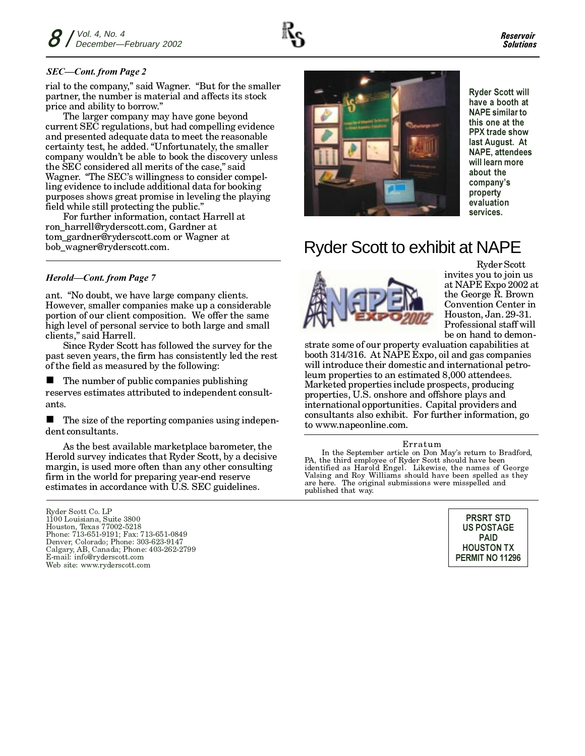*SEC—Cont. from Page 2*

rial to the company," said Wagner. "But for the smaller partner, the number is material and affects its stock price and ability to borrow."

The larger company may have gone beyond current SEC regulations, but had compelling evidence and presented adequate data to meet the reasonable certainty test, he added. "Unfortunately, the smaller company wouldn't be able to book the discovery unless the SEC considered all merits of the case," said Wagner. "The SEC's willingness to consider compelling evidence to include additional data for booking purposes shows great promise in leveling the playing field while still protecting the public."

For further information, contact Harrell at ron_harrell@ryderscott.com, Gardner at tom_gardner@ryderscott.com or Wagner at bob_wagner@ryderscott.com.

---

*Herold—Cont. from Page 7*

ant. "No doubt, we have large company clients. However, smaller companies make up a considerable portion of our client composition. We offer the same high level of personal service to both large and small clients," said Harrell.

Since Ryder Scott has followed the survey for the past seven years, the firm has consistently led the rest of the field as measured by the following:

- The number of public companies publishing reserves estimates attributed to independent consultants.
- The size of the reporting companies using independent consultants.

As the best available marketplace barometer, the Herold survey indicates that Ryder Scott, by a decisive margin, is used more often than any other consulting firm in the world for preparing year-end reserve estimates in accordance with U.S. SEC guidelines.

**Ryder Scott will have a booth at NAPE similar to this one at the PPX trade show last August. At NAPE, attendees will learn more about the company's property evaluation services.**

# Ryder Scott to exhibit at NAPE

Ryder Scott invites you to join us at NAPE Expo 2002 at the George R. Brown Convention Center in Houston, Jan. 29-31. Professional staff will be on hand to demonstrate some of our property evaluation capabilities at booth 314/316. At NAPE Expo, oil and gas companies will introduce their domestic and international petroleum properties to an estimated 8,000 attendees. Marketed properties include prospects, producing properties, U.S. onshore and offshore plays and international opportunities. Capital providers and consultants also exhibit. For further information, go to www.napeonline.com.

---

**Erratum**

In the September article on Don May's return to Bradford, PA, the third employee of Ryder Scott should have been identified as Harold Engel. Likewise, the names of George Valsing and Roy Williams should have been spelled as they are here. The original submissions were misspelled and published that way.

---

Ryder Scott Co. LP
1100 Louisiana, Suite 3800
Houston, Texas 77002-5218
Phone: 713-651-9191; Fax: 713-651-0849
Denver, Colorado; Phone: 303-623-9147
Calgary, AB, Canada; Phone: 403-262-2799
E-mail: info@ryderscott.com
Web site: www.ryderscott.com

PRSRT STD
US POSTAGE
PAID
HOUSTON TX
PERMIT NO 11296